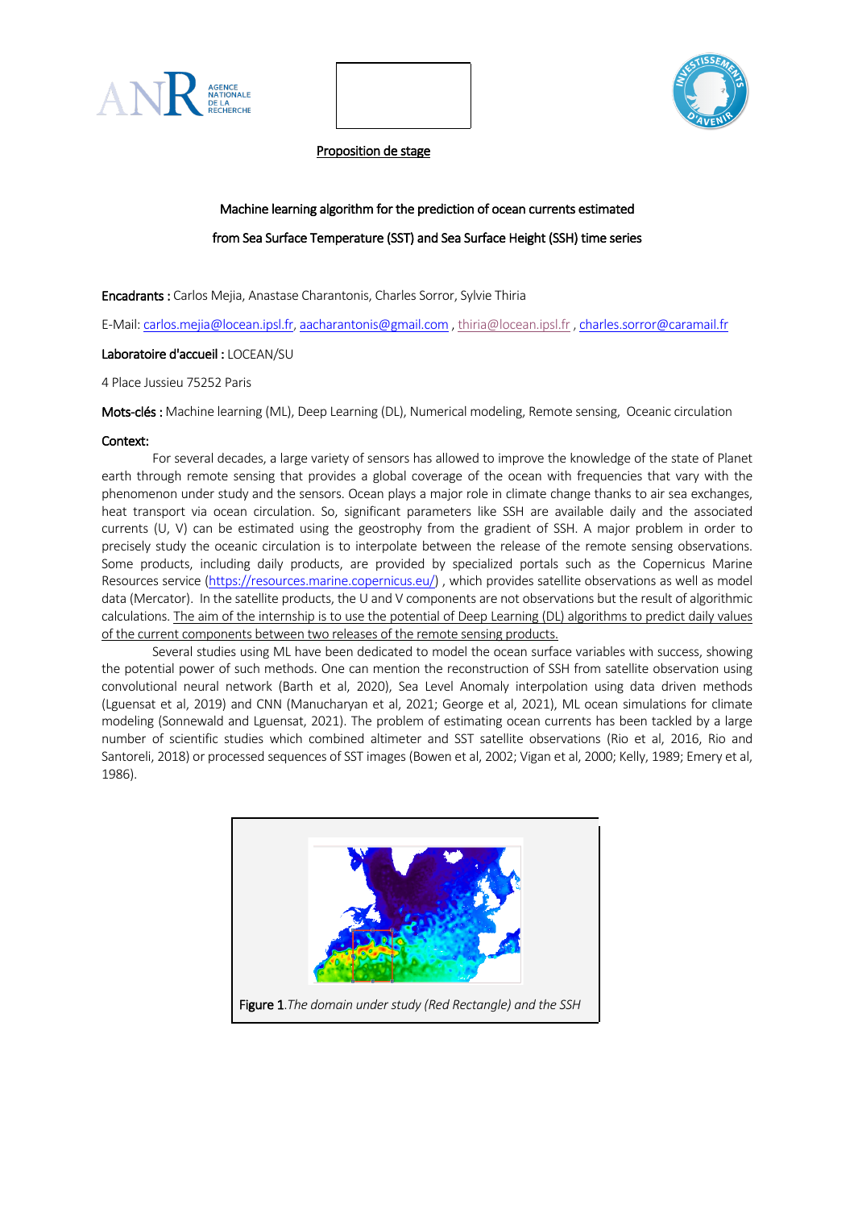Proposition de stage

# Machine learning algorithm for the prediction of ocean currents estimated from Sea Surface Temperature (SST) and Sea Surface Height (SSH) time series

**Encadrants :** Carlos Mejia, Anastase Charantonis, Charles Sorror, Sylvie Thiria

E-Mail: carlos.mejia@locean.ipsl.fr, aacharantonis@gmail.com , thiria@locean.ipsl.fr , charles.sorror@caramail.fr

**Laboratoire d'accueil :** LOCEAN/SU

4 Place Jussieu 75252 Paris

**Mots-clés :** Machine learning (ML), Deep Learning (DL), Numerical modeling, Remote sensing, Oceanic circulation

**Context:**

For several decades, a large variety of sensors has allowed to improve the knowledge of the state of Planet earth through remote sensing that provides a global coverage of the ocean with frequencies that vary with the phenomenon under study and the sensors. Ocean plays a major role in climate change thanks to air sea exchanges, heat transport via ocean circulation. So, significant parameters like SSH are available daily and the associated currents (U, V) can be estimated using the geostrophy from the gradient of SSH. A major problem in order to precisely study the oceanic circulation is to interpolate between the release of the remote sensing observations. Some products, including daily products, are provided by specialized portals such as the Copernicus Marine Resources service (https://resources.marine.copernicus.eu/) , which provides satellite observations as well as model data (Mercator). In the satellite products, the U and V components are not observations but the result of algorithmic calculations. The aim of the internship is to use the potential of Deep Learning (DL) algorithms to predict daily values of the current components between two releases of the remote sensing products.

Several studies using ML have been dedicated to model the ocean surface variables with success, showing the potential power of such methods. One can mention the reconstruction of SSH from satellite observation using convolutional neural network (Barth et al, 2020), Sea Level Anomaly interpolation using data driven methods (Lguensat et al, 2019) and CNN (Manucharyan et al, 2021; George et al, 2021), ML ocean simulations for climate modeling (Sonnewald and Lguensat, 2021). The problem of estimating ocean currents has been tackled by a large number of scientific studies which combined altimeter and SST satellite observations (Rio et al, 2016, Rio and Santoreli, 2018) or processed sequences of SST images (Bowen et al, 2002; Vigan et al, 2000; Kelly, 1989; Emery et al, 1986).

**Figure 1**.*The domain under study (Red Rectangle) and the SSH*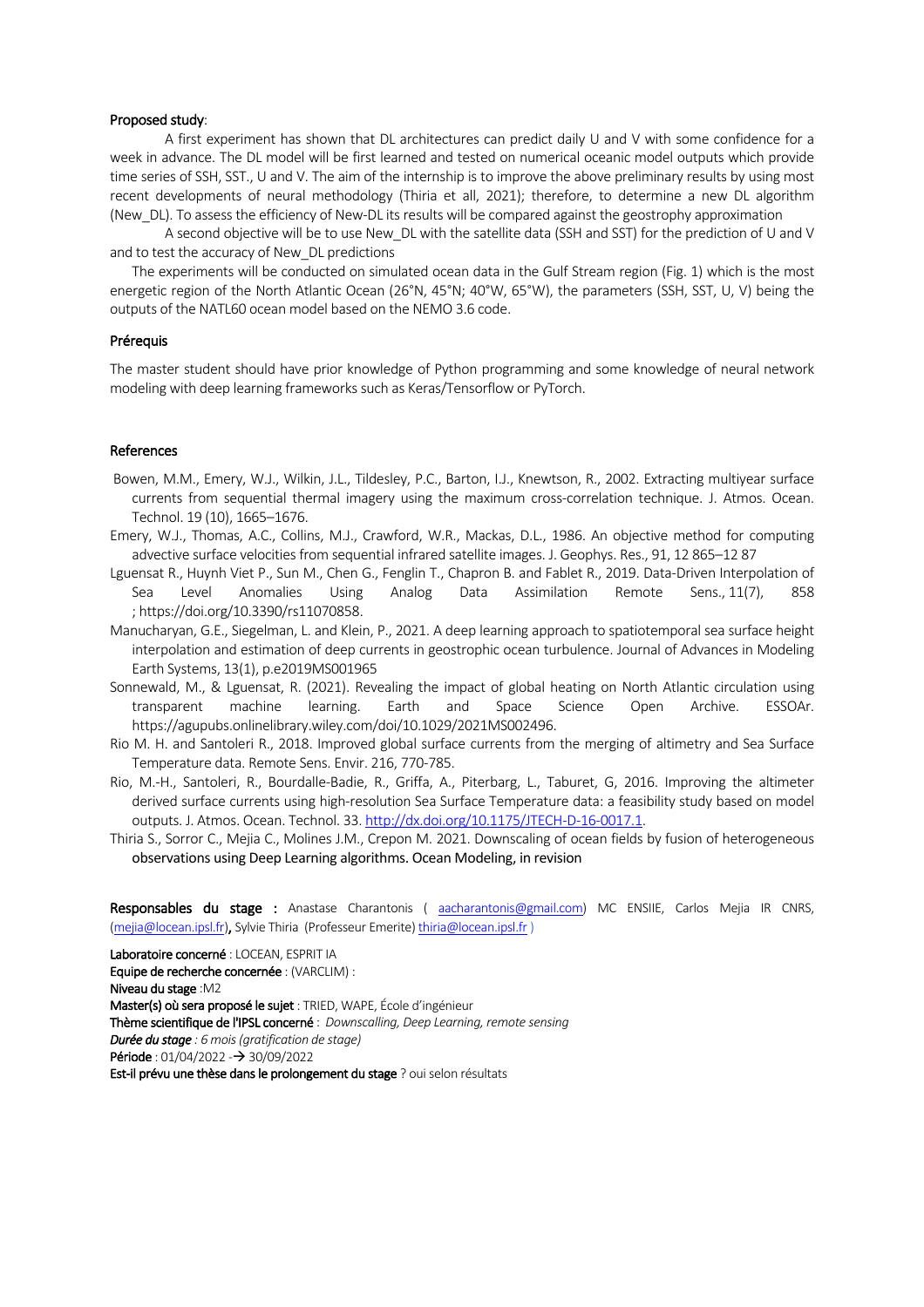Proposed study:

A first experiment has shown that DL architectures can predict daily U and V with some confidence for a week in advance. The DL model will be first learned and tested on numerical oceanic model outputs which provide time series of SSH, SST., U and V. The aim of the internship is to improve the above preliminary results by using most recent developments of neural methodology (Thiria et all, 2021); therefore, to determine a new DL algorithm (New_DL). To assess the efficiency of New-DL its results will be compared against the geostrophy approximation

A second objective will be to use New_DL with the satellite data (SSH and SST) for the prediction of U and V and to test the accuracy of New_DL predictions

The experiments will be conducted on simulated ocean data in the Gulf Stream region (Fig. 1) which is the most energetic region of the North Atlantic Ocean (26°N, 45°N; 40°W, 65°W), the parameters (SSH, SST, U, V) being the outputs of the NATL60 ocean model based on the NEMO 3.6 code.

Prérequis

The master student should have prior knowledge of Python programming and some knowledge of neural network modeling with deep learning frameworks such as Keras/Tensorflow or PyTorch.

References

Bowen, M.M., Emery, W.J., Wilkin, J.L., Tildesley, P.C., Barton, I.J., Knewtson, R., 2002. Extracting multiyear surface currents from sequential thermal imagery using the maximum cross-correlation technique. J. Atmos. Ocean. Technol. 19 (10), 1665–1676.

Emery, W.J., Thomas, A.C., Collins, M.J., Crawford, W.R., Mackas, D.L., 1986. An objective method for computing advective surface velocities from sequential infrared satellite images. J. Geophys. Res., 91, 12 865–12 87

Lguensat R., Huynh Viet P., Sun M., Chen G., Fenglin T., Chapron B. and Fablet R., 2019. Data-Driven Interpolation of Sea Level Anomalies Using Analog Data Assimilation Remote Sens., 11(7), 858 ; https://doi.org/10.3390/rs11070858.

Manucharyan, G.E., Siegelman, L. and Klein, P., 2021. A deep learning approach to spatiotemporal sea surface height interpolation and estimation of deep currents in geostrophic ocean turbulence. Journal of Advances in Modeling Earth Systems, 13(1), p.e2019MS001965

Sonnewald, M., & Lguensat, R. (2021). Revealing the impact of global heating on North Atlantic circulation using transparent machine learning. Earth and Space Science Open Archive. ESSOAr. https://agupubs.onlinelibrary.wiley.com/doi/10.1029/2021MS002496.

Rio M. H. and Santoleri R., 2018. Improved global surface currents from the merging of altimetry and Sea Surface Temperature data. Remote Sens. Envir. 216, 770-785.

Rio, M.-H., Santoleri, R., Bourdalle-Badie, R., Griffa, A., Piterbarg, L., Taburet, G, 2016. Improving the altimeter derived surface currents using high-resolution Sea Surface Temperature data: a feasibility study based on model outputs. J. Atmos. Ocean. Technol. 33. http://dx.doi.org/10.1175/JTECH-D-16-0017.1.

Thiria S., Sorror C., Mejia C., Molines J.M., Crepon M. 2021. Downscaling of ocean fields by fusion of heterogeneous observations using Deep Learning algorithms. Ocean Modeling, in revision

**Responsables du stage :** Anastase Charantonis ( aacharantonis@gmail.com) MC ENSIIE, Carlos Mejia IR CNRS, (mejia@locean.ipsl.fr), Sylvie Thiria (Professeur Emerite) thiria@locean.ipsl.fr )

**Laboratoire concerné** : LOCEAN, ESPRIT IA
**Equipe de recherche concernée** : (VARCLIM) :
**Niveau du stage** :M2
**Master(s) où sera proposé le sujet** : TRIED, WAPE, École d'ingénieur
**Thème scientifique de l'IPSL concerné** : *Downscalling, Deep Learning, remote sensing*
***Durée du stage** : 6 mois (gratification de stage)*
**Période** : 01/04/2022 -→ 30/09/2022
**Est-il prévu une thèse dans le prolongement du stage** ? oui selon résultats